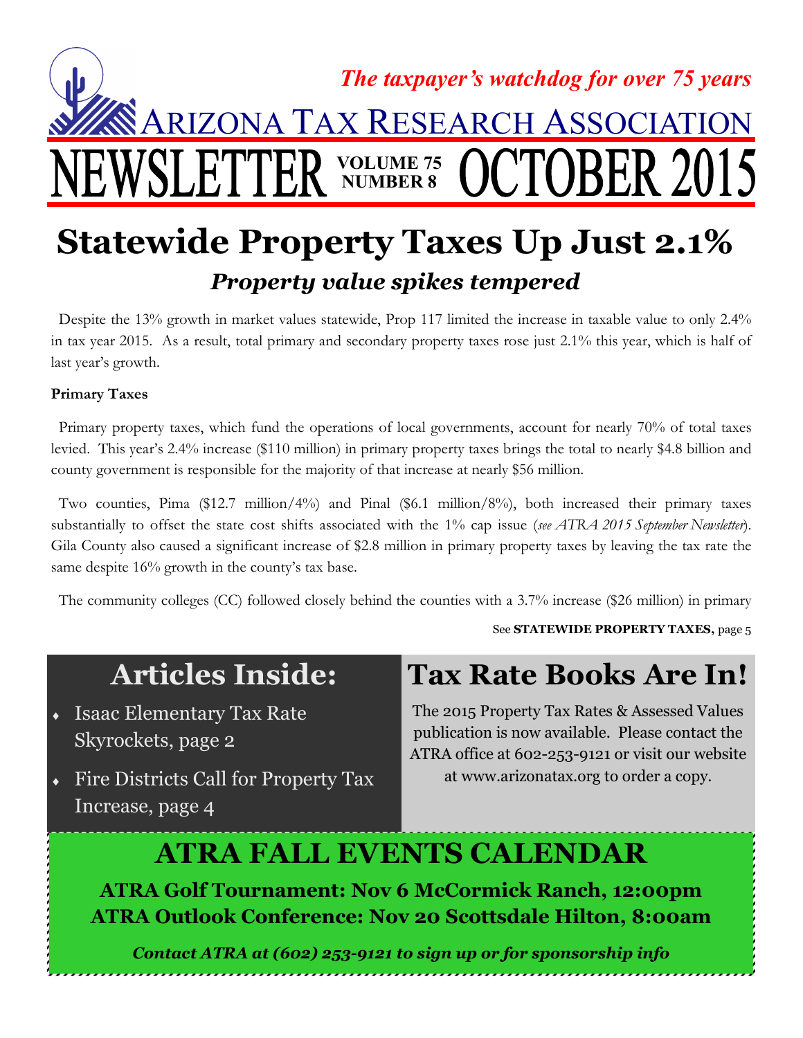*The taxpayer's watchdog for over 75 years*

# Arizona Tax Research Association

**NEWSLETTER** VOLUME 75 NUMBER 8 **OCTOBER 2015**

# Statewide Property Taxes Up Just 2.1%

## *Property value spikes tempered*

Despite the 13% growth in market values statewide, Prop 117 limited the increase in taxable value to only 2.4% in tax year 2015. As a result, total primary and secondary property taxes rose just 2.1% this year, which is half of last year's growth.

**Primary Taxes**

Primary property taxes, which fund the operations of local governments, account for nearly 70% of total taxes levied. This year's 2.4% increase ($110 million) in primary property taxes brings the total to nearly $4.8 billion and county government is responsible for the majority of that increase at nearly $56 million.

Two counties, Pima ($12.7 million/4%) and Pinal ($6.1 million/8%), both increased their primary taxes substantially to offset the state cost shifts associated with the 1% cap issue (*see ATRA 2015 September Newsletter*). Gila County also caused a significant increase of $2.8 million in primary property taxes by leaving the tax rate the same despite 16% growth in the county's tax base.

The community colleges (CC) followed closely behind the counties with a 3.7% increase ($26 million) in primary

See **STATEWIDE PROPERTY TAXES,** page 5

## Articles Inside:

- Isaac Elementary Tax Rate Skyrockets, page 2
- Fire Districts Call for Property Tax Increase, page 4

## Tax Rate Books Are In!

The 2015 Property Tax Rates & Assessed Values publication is now available. Please contact the ATRA office at 602-253-9121 or visit our website at www.arizonatax.org to order a copy.

## ATRA FALL EVENTS CALENDAR

**ATRA Golf Tournament: Nov 6 McCormick Ranch, 12:00pm**

**ATRA Outlook Conference: Nov 20 Scottsdale Hilton, 8:00am**

***Contact ATRA at (602) 253-9121 to sign up or for sponsorship info***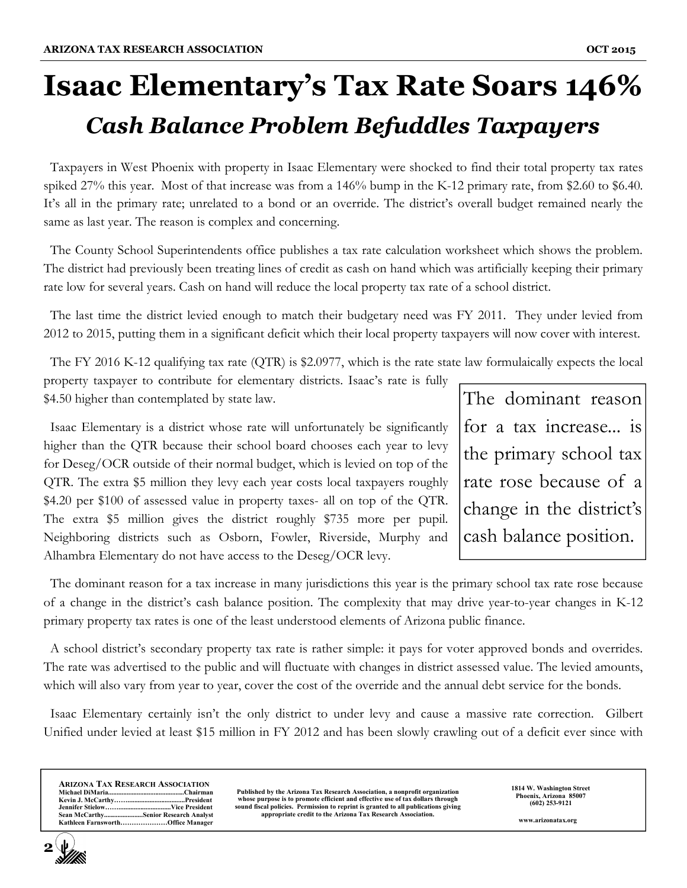# Isaac Elementary's Tax Rate Soars 146%

## *Cash Balance Problem Befuddles Taxpayers*

Taxpayers in West Phoenix with property in Isaac Elementary were shocked to find their total property tax rates spiked 27% this year. Most of that increase was from a 146% bump in the K-12 primary rate, from $2.60 to $6.40. It's all in the primary rate; unrelated to a bond or an override. The district's overall budget remained nearly the same as last year. The reason is complex and concerning.

The County School Superintendents office publishes a tax rate calculation worksheet which shows the problem. The district had previously been treating lines of credit as cash on hand which was artificially keeping their primary rate low for several years. Cash on hand will reduce the local property tax rate of a school district.

The last time the district levied enough to match their budgetary need was FY 2011. They under levied from 2012 to 2015, putting them in a significant deficit which their local property taxpayers will now cover with interest.

The FY 2016 K-12 qualifying tax rate (QTR) is $2.0977, which is the rate state law formulaically expects the local property taxpayer to contribute for elementary districts. Isaac's rate is fully $4.50 higher than contemplated by state law.

Isaac Elementary is a district whose rate will unfortunately be significantly higher than the QTR because their school board chooses each year to levy for Deseg/OCR outside of their normal budget, which is levied on top of the QTR. The extra $5 million they levy each year costs local taxpayers roughly $4.20 per $100 of assessed value in property taxes- all on top of the QTR. The extra $5 million gives the district roughly $735 more per pupil. Neighboring districts such as Osborn, Fowler, Riverside, Murphy and Alhambra Elementary do not have access to the Deseg/OCR levy.

> The dominant reason for a tax increase... is the primary school tax rate rose because of a change in the district's cash balance position.

The dominant reason for a tax increase in many jurisdictions this year is the primary school tax rate rose because of a change in the district's cash balance position. The complexity that may drive year-to-year changes in K-12 primary property tax rates is one of the least understood elements of Arizona public finance.

A school district's secondary property tax rate is rather simple: it pays for voter approved bonds and overrides. The rate was advertised to the public and will fluctuate with changes in district assessed value. The levied amounts, which will also vary from year to year, cover the cost of the override and the annual debt service for the bonds.

Isaac Elementary certainly isn't the only district to under levy and cause a massive rate correction. Gilbert Unified under levied at least $15 million in FY 2012 and has been slowly crawling out of a deficit ever since with

---

**Arizona Tax Research Association**
Michael DiMaria....Chairman
Kevin J. McCarthy....President
Jennifer Stielow....Vice President
Sean McCarthy....Senior Research Analyst
Kathleen Farnsworth....Office Manager

Published by the Arizona Tax Research Association, a nonprofit organization whose purpose is to promote efficient and effective use of tax dollars through sound fiscal policies. Permission to reprint is granted to all publications giving appropriate credit to the Arizona Tax Research Association.

1814 W. Washington Street
Phoenix, Arizona 85007
(602) 253-9121

www.arizonatax.org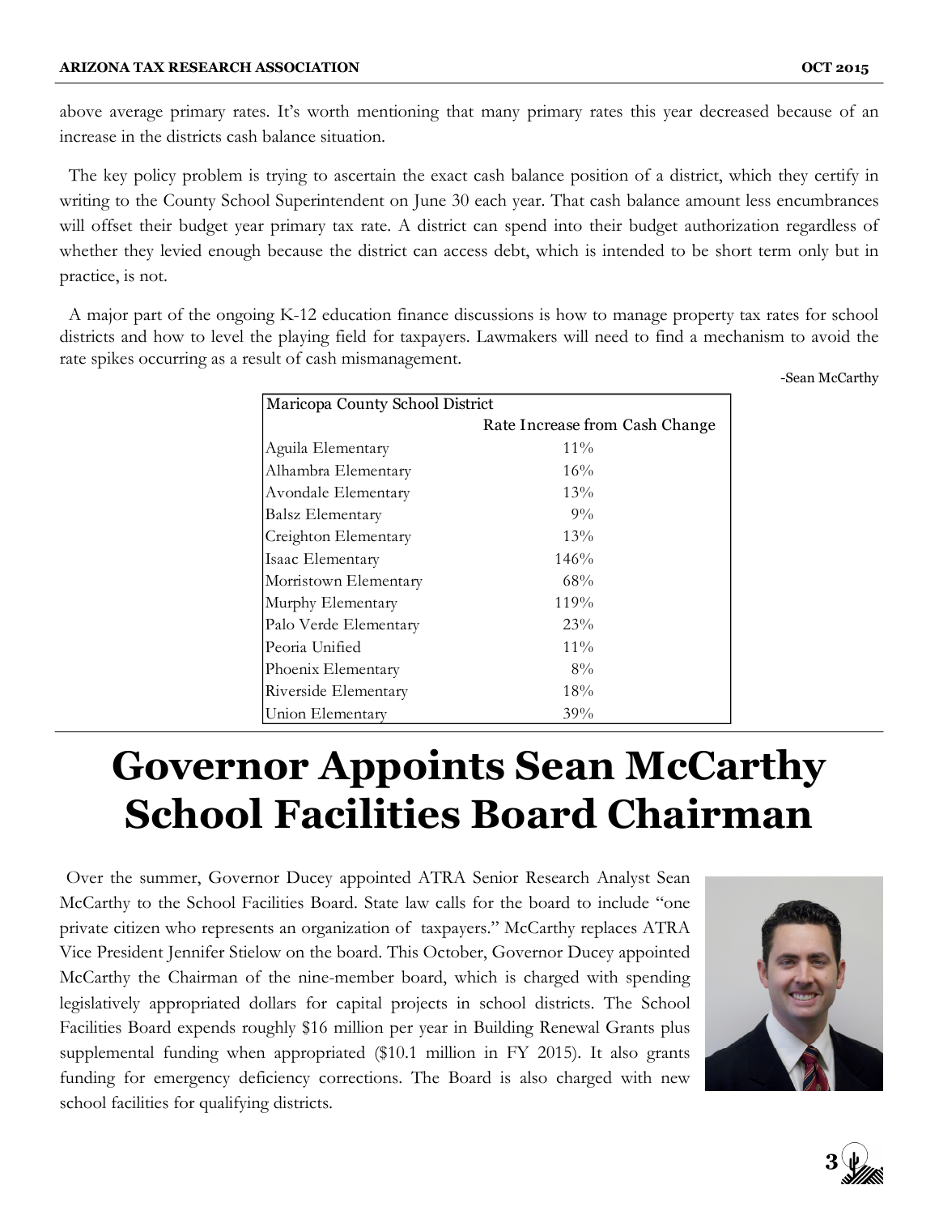above average primary rates. It's worth mentioning that many primary rates this year decreased because of an increase in the districts cash balance situation.

The key policy problem is trying to ascertain the exact cash balance position of a district, which they certify in writing to the County School Superintendent on June 30 each year. That cash balance amount less encumbrances will offset their budget year primary tax rate. A district can spend into their budget authorization regardless of whether they levied enough because the district can access debt, which is intended to be short term only but in practice, is not.

A major part of the ongoing K-12 education finance discussions is how to manage property tax rates for school districts and how to level the playing field for taxpayers. Lawmakers will need to find a mechanism to avoid the rate spikes occurring as a result of cash mismanagement.

-Sean McCarthy

| Maricopa County School District | Rate Increase from Cash Change |
|---|---|
| Aguila Elementary | 11% |
| Alhambra Elementary | 16% |
| Avondale Elementary | 13% |
| Balsz Elementary | 9% |
| Creighton Elementary | 13% |
| Isaac Elementary | 146% |
| Morristown Elementary | 68% |
| Murphy Elementary | 119% |
| Palo Verde Elementary | 23% |
| Peoria Unified | 11% |
| Phoenix Elementary | 8% |
| Riverside Elementary | 18% |
| Union Elementary | 39% |

# Governor Appoints Sean McCarthy School Facilities Board Chairman

Over the summer, Governor Ducey appointed ATRA Senior Research Analyst Sean McCarthy to the School Facilities Board. State law calls for the board to include "one private citizen who represents an organization of taxpayers." McCarthy replaces ATRA Vice President Jennifer Stielow on the board. This October, Governor Ducey appointed McCarthy the Chairman of the nine-member board, which is charged with spending legislatively appropriated dollars for capital projects in school districts. The School Facilities Board expends roughly $16 million per year in Building Renewal Grants plus supplemental funding when appropriated ($10.1 million in FY 2015). It also grants funding for emergency deficiency corrections. The Board is also charged with new school facilities for qualifying districts.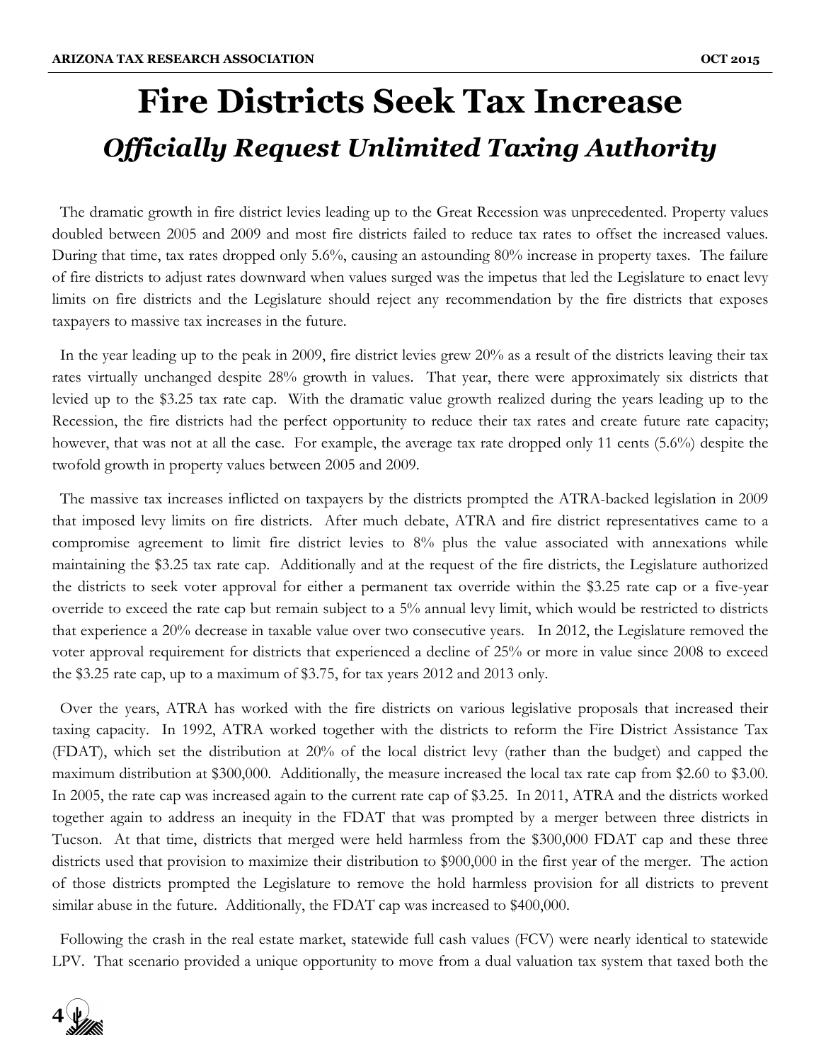# Fire Districts Seek Tax Increase

## *Officially Request Unlimited Taxing Authority*

The dramatic growth in fire district levies leading up to the Great Recession was unprecedented. Property values doubled between 2005 and 2009 and most fire districts failed to reduce tax rates to offset the increased values. During that time, tax rates dropped only 5.6%, causing an astounding 80% increase in property taxes. The failure of fire districts to adjust rates downward when values surged was the impetus that led the Legislature to enact levy limits on fire districts and the Legislature should reject any recommendation by the fire districts that exposes taxpayers to massive tax increases in the future.

In the year leading up to the peak in 2009, fire district levies grew 20% as a result of the districts leaving their tax rates virtually unchanged despite 28% growth in values. That year, there were approximately six districts that levied up to the $3.25 tax rate cap. With the dramatic value growth realized during the years leading up to the Recession, the fire districts had the perfect opportunity to reduce their tax rates and create future rate capacity; however, that was not at all the case. For example, the average tax rate dropped only 11 cents (5.6%) despite the twofold growth in property values between 2005 and 2009.

The massive tax increases inflicted on taxpayers by the districts prompted the ATRA-backed legislation in 2009 that imposed levy limits on fire districts. After much debate, ATRA and fire district representatives came to a compromise agreement to limit fire district levies to 8% plus the value associated with annexations while maintaining the $3.25 tax rate cap. Additionally and at the request of the fire districts, the Legislature authorized the districts to seek voter approval for either a permanent tax override within the $3.25 rate cap or a five-year override to exceed the rate cap but remain subject to a 5% annual levy limit, which would be restricted to districts that experience a 20% decrease in taxable value over two consecutive years. In 2012, the Legislature removed the voter approval requirement for districts that experienced a decline of 25% or more in value since 2008 to exceed the $3.25 rate cap, up to a maximum of $3.75, for tax years 2012 and 2013 only.

Over the years, ATRA has worked with the fire districts on various legislative proposals that increased their taxing capacity. In 1992, ATRA worked together with the districts to reform the Fire District Assistance Tax (FDAT), which set the distribution at 20% of the local district levy (rather than the budget) and capped the maximum distribution at $300,000. Additionally, the measure increased the local tax rate cap from $2.60 to $3.00. In 2005, the rate cap was increased again to the current rate cap of $3.25. In 2011, ATRA and the districts worked together again to address an inequity in the FDAT that was prompted by a merger between three districts in Tucson. At that time, districts that merged were held harmless from the $300,000 FDAT cap and these three districts used that provision to maximize their distribution to $900,000 in the first year of the merger. The action of those districts prompted the Legislature to remove the hold harmless provision for all districts to prevent similar abuse in the future. Additionally, the FDAT cap was increased to $400,000.

Following the crash in the real estate market, statewide full cash values (FCV) were nearly identical to statewide LPV. That scenario provided a unique opportunity to move from a dual valuation tax system that taxed both the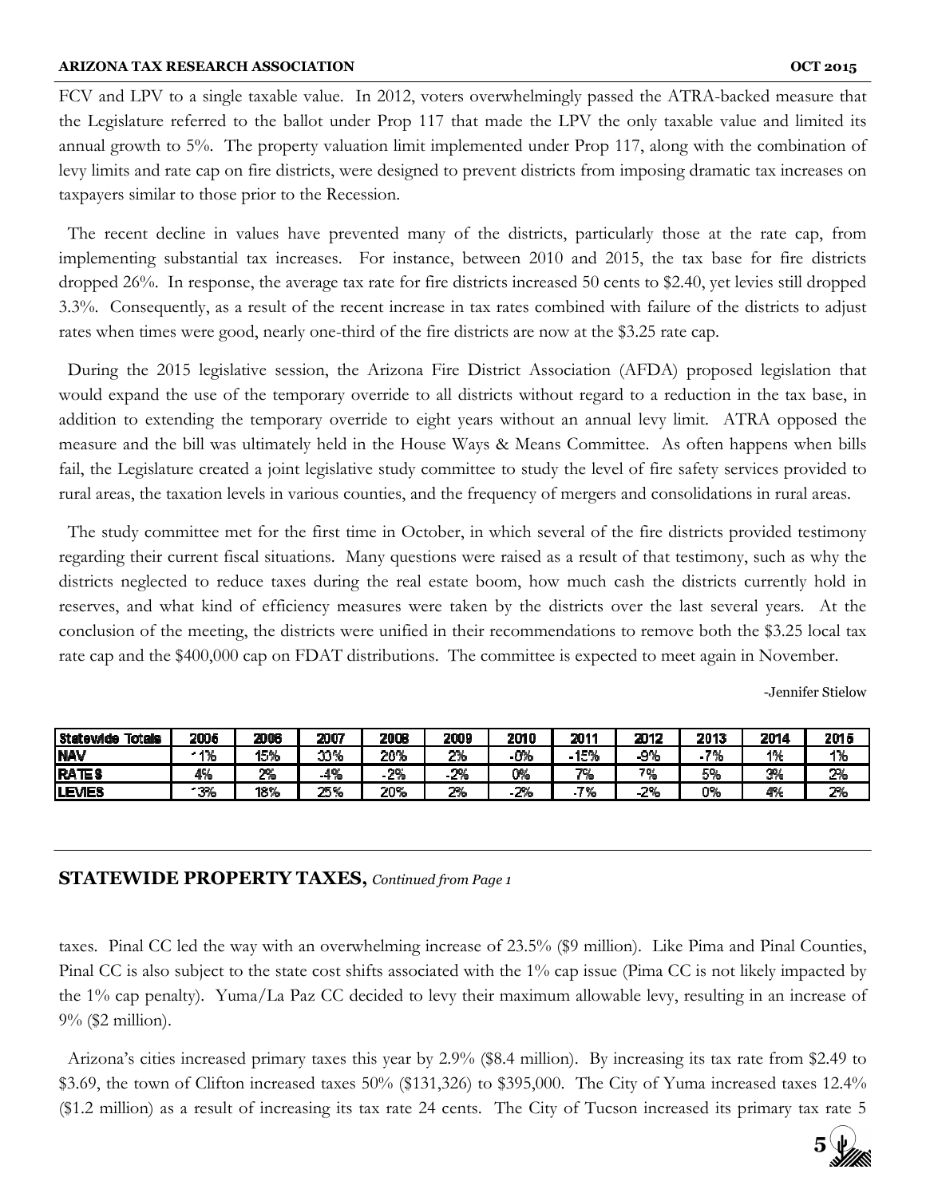FCV and LPV to a single taxable value. In 2012, voters overwhelmingly passed the ATRA-backed measure that the Legislature referred to the ballot under Prop 117 that made the LPV the only taxable value and limited its annual growth to 5%. The property valuation limit implemented under Prop 117, along with the combination of levy limits and rate cap on fire districts, were designed to prevent districts from imposing dramatic tax increases on taxpayers similar to those prior to the Recession.

The recent decline in values have prevented many of the districts, particularly those at the rate cap, from implementing substantial tax increases. For instance, between 2010 and 2015, the tax base for fire districts dropped 26%. In response, the average tax rate for fire districts increased 50 cents to $2.40, yet levies still dropped 3.3%. Consequently, as a result of the recent increase in tax rates combined with failure of the districts to adjust rates when times were good, nearly one-third of the fire districts are now at the $3.25 rate cap.

During the 2015 legislative session, the Arizona Fire District Association (AFDA) proposed legislation that would expand the use of the temporary override to all districts without regard to a reduction in the tax base, in addition to extending the temporary override to eight years without an annual levy limit. ATRA opposed the measure and the bill was ultimately held in the House Ways & Means Committee. As often happens when bills fail, the Legislature created a joint legislative study committee to study the level of fire safety services provided to rural areas, the taxation levels in various counties, and the frequency of mergers and consolidations in rural areas.

The study committee met for the first time in October, in which several of the fire districts provided testimony regarding their current fiscal situations. Many questions were raised as a result of that testimony, such as why the districts neglected to reduce taxes during the real estate boom, how much cash the districts currently hold in reserves, and what kind of efficiency measures were taken by the districts over the last several years. At the conclusion of the meeting, the districts were unified in their recommendations to remove both the $3.25 local tax rate cap and the $400,000 cap on FDAT distributions. The committee is expected to meet again in November.

-Jennifer Stielow

| Statewide Totals | 2005 | 2006 | 2007 | 2008 | 2009 | 2010 | 2011 | 2012 | 2013 | 2014 | 2015 |
|---|---|---|---|---|---|---|---|---|---|---|---|
| NAV | 11% | 15% | 30% | 20% | 2% | -0% | -15% | -9% | -7% | 1% | 1% |
| RATES | 4% | 2% | -4% | -2% | -2% | 0% | 7% | 7% | 5% | 3% | 2% |
| LEVIES | 13% | 18% | 25% | 20% | 2% | -2% | -7% | -2% | 0% | 4% | 2% |

## STATEWIDE PROPERTY TAXES, *Continued from Page 1*

taxes. Pinal CC led the way with an overwhelming increase of 23.5% ($9 million). Like Pima and Pinal Counties, Pinal CC is also subject to the state cost shifts associated with the 1% cap issue (Pima CC is not likely impacted by the 1% cap penalty). Yuma/La Paz CC decided to levy their maximum allowable levy, resulting in an increase of 9% ($2 million).

Arizona's cities increased primary taxes this year by 2.9% ($8.4 million). By increasing its tax rate from $2.49 to $3.69, the town of Clifton increased taxes 50% ($131,326) to $395,000. The City of Yuma increased taxes 12.4% ($1.2 million) as a result of increasing its tax rate 24 cents. The City of Tucson increased its primary tax rate 5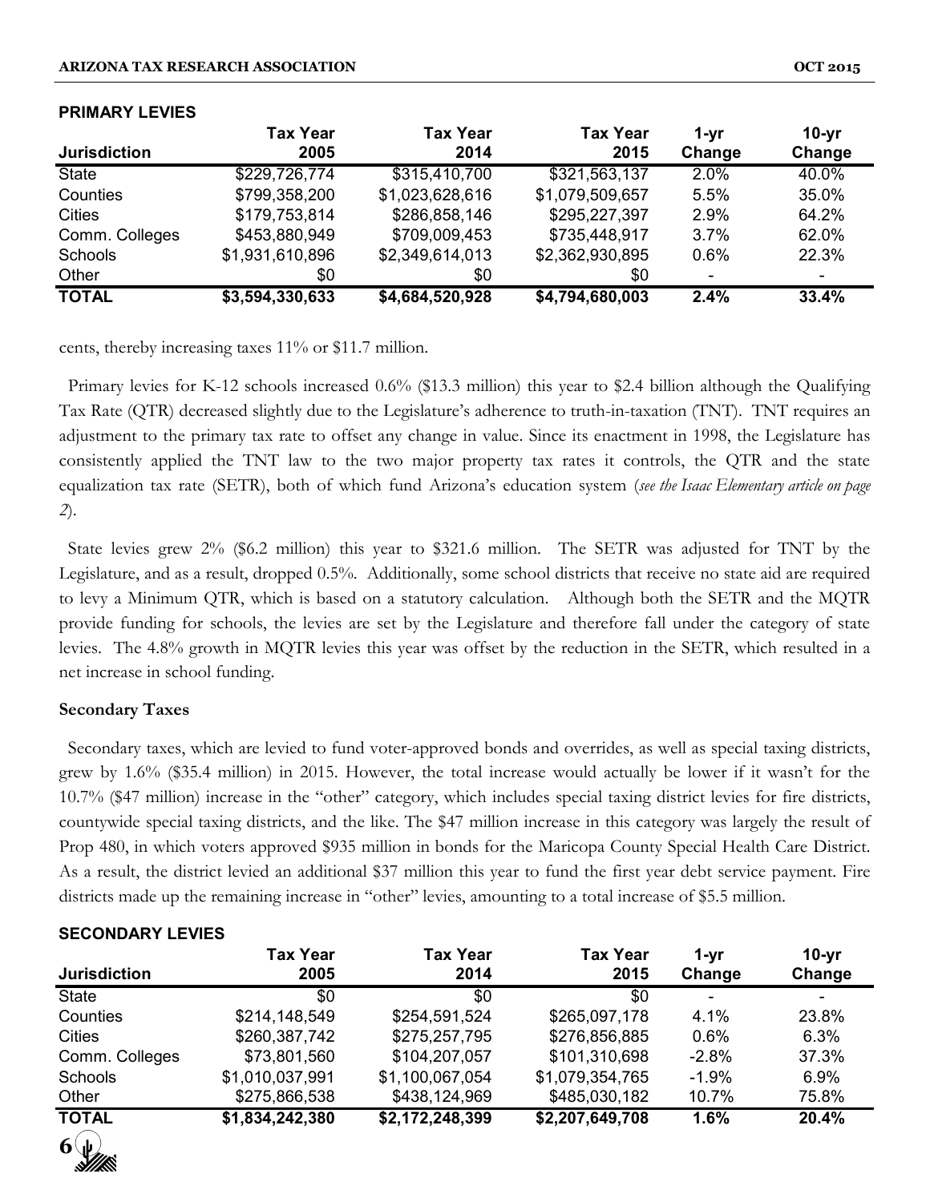**PRIMARY LEVIES**

| Jurisdiction | Tax Year 2005 | Tax Year 2014 | Tax Year 2015 | 1-yr Change | 10-yr Change |
|---|---|---|---|---|---|
| State | $229,726,774 | $315,410,700 | $321,563,137 | 2.0% | 40.0% |
| Counties | $799,358,200 | $1,023,628,616 | $1,079,509,657 | 5.5% | 35.0% |
| Cities | $179,753,814 | $286,858,146 | $295,227,397 | 2.9% | 64.2% |
| Comm. Colleges | $453,880,949 | $709,009,453 | $735,448,917 | 3.7% | 62.0% |
| Schools | $1,931,610,896 | $2,349,614,013 | $2,362,930,895 | 0.6% | 22.3% |
| Other | $0 | $0 | $0 | - | - |
| **TOTAL** | **$3,594,330,633** | **$4,684,520,928** | **$4,794,680,003** | **2.4%** | **33.4%** |

cents, thereby increasing taxes 11% or $11.7 million.

Primary levies for K-12 schools increased 0.6% ($13.3 million) this year to $2.4 billion although the Qualifying Tax Rate (QTR) decreased slightly due to the Legislature's adherence to truth-in-taxation (TNT). TNT requires an adjustment to the primary tax rate to offset any change in value. Since its enactment in 1998, the Legislature has consistently applied the TNT law to the two major property tax rates it controls, the QTR and the state equalization tax rate (SETR), both of which fund Arizona's education system (*see the Isaac Elementary article on page 2*).

State levies grew 2% ($6.2 million) this year to $321.6 million. The SETR was adjusted for TNT by the Legislature, and as a result, dropped 0.5%. Additionally, some school districts that receive no state aid are required to levy a Minimum QTR, which is based on a statutory calculation. Although both the SETR and the MQTR provide funding for schools, the levies are set by the Legislature and therefore fall under the category of state levies. The 4.8% growth in MQTR levies this year was offset by the reduction in the SETR, which resulted in a net increase in school funding.

**Secondary Taxes**

Secondary taxes, which are levied to fund voter-approved bonds and overrides, as well as special taxing districts, grew by 1.6% ($35.4 million) in 2015. However, the total increase would actually be lower if it wasn't for the 10.7% ($47 million) increase in the "other" category, which includes special taxing district levies for fire districts, countywide special taxing districts, and the like. The $47 million increase in this category was largely the result of Prop 480, in which voters approved $935 million in bonds for the Maricopa County Special Health Care District. As a result, the district levied an additional $37 million this year to fund the first year debt service payment. Fire districts made up the remaining increase in "other" levies, amounting to a total increase of $5.5 million.

**SECONDARY LEVIES**

| Jurisdiction | Tax Year 2005 | Tax Year 2014 | Tax Year 2015 | 1-yr Change | 10-yr Change |
|---|---|---|---|---|---|
| State | $0 | $0 | $0 | - | - |
| Counties | $214,148,549 | $254,591,524 | $265,097,178 | 4.1% | 23.8% |
| Cities | $260,387,742 | $275,257,795 | $276,856,885 | 0.6% | 6.3% |
| Comm. Colleges | $73,801,560 | $104,207,057 | $101,310,698 | -2.8% | 37.3% |
| Schools | $1,010,037,991 | $1,100,067,054 | $1,079,354,765 | -1.9% | 6.9% |
| Other | $275,866,538 | $438,124,969 | $485,030,182 | 10.7% | 75.8% |
| **TOTAL** | **$1,834,242,380** | **$2,172,248,399** | **$2,207,649,708** | **1.6%** | **20.4%** |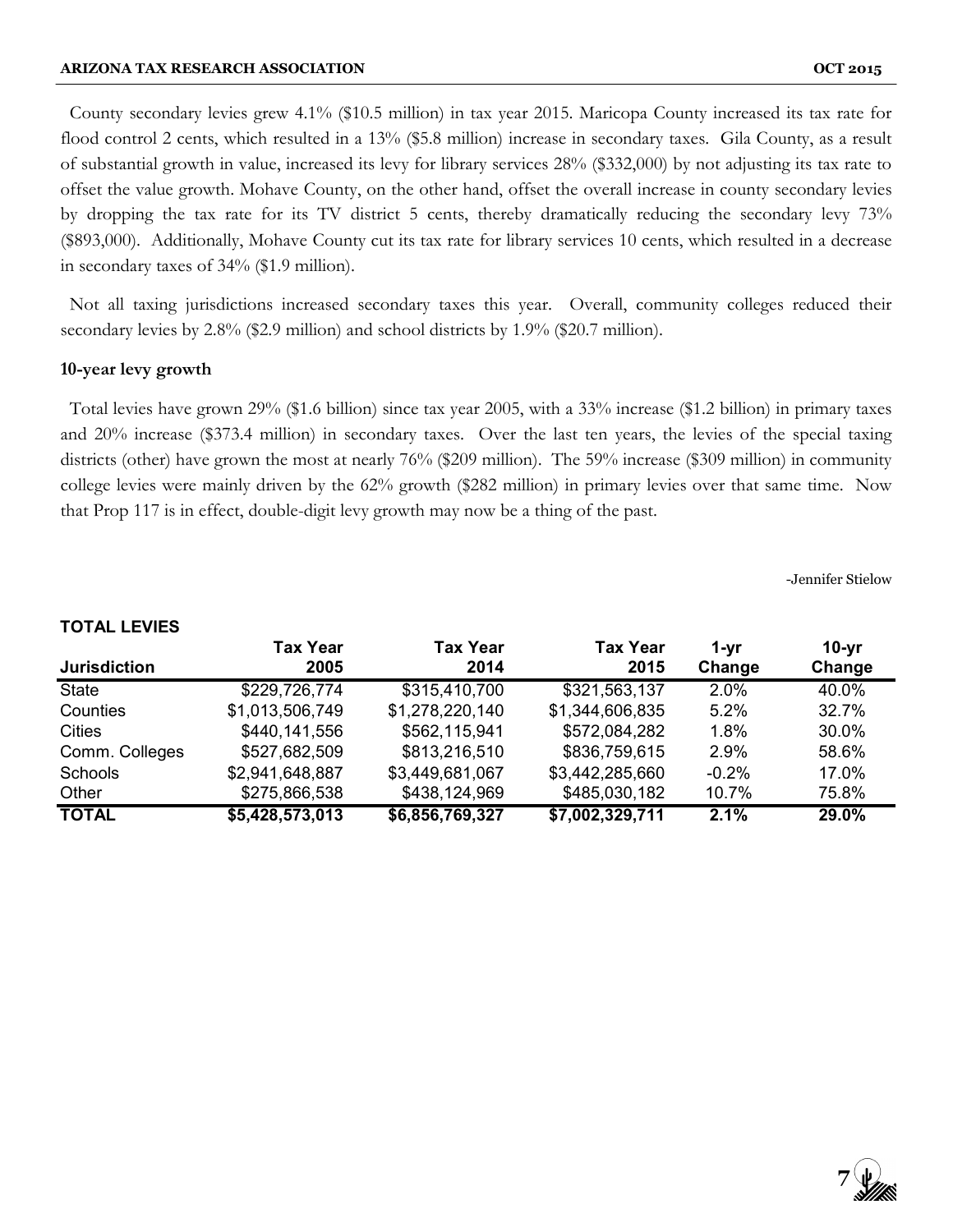County secondary levies grew 4.1% ($10.5 million) in tax year 2015. Maricopa County increased its tax rate for flood control 2 cents, which resulted in a 13% ($5.8 million) increase in secondary taxes. Gila County, as a result of substantial growth in value, increased its levy for library services 28% ($332,000) by not adjusting its tax rate to offset the value growth. Mohave County, on the other hand, offset the overall increase in county secondary levies by dropping the tax rate for its TV district 5 cents, thereby dramatically reducing the secondary levy 73% ($893,000). Additionally, Mohave County cut its tax rate for library services 10 cents, which resulted in a decrease in secondary taxes of 34% ($1.9 million).

Not all taxing jurisdictions increased secondary taxes this year. Overall, community colleges reduced their secondary levies by 2.8% ($2.9 million) and school districts by 1.9% ($20.7 million).

**10-year levy growth**

Total levies have grown 29% ($1.6 billion) since tax year 2005, with a 33% increase ($1.2 billion) in primary taxes and 20% increase ($373.4 million) in secondary taxes. Over the last ten years, the levies of the special taxing districts (other) have grown the most at nearly 76% ($209 million). The 59% increase ($309 million) in community college levies were mainly driven by the 62% growth ($282 million) in primary levies over that same time. Now that Prop 117 is in effect, double-digit levy growth may now be a thing of the past.

-Jennifer Stielow

**TOTAL LEVIES**

| Jurisdiction | Tax Year 2005 | Tax Year 2014 | Tax Year 2015 | 1-yr Change | 10-yr Change |
|---|---|---|---|---|---|
| State | $229,726,774 | $315,410,700 | $321,563,137 | 2.0% | 40.0% |
| Counties | $1,013,506,749 | $1,278,220,140 | $1,344,606,835 | 5.2% | 32.7% |
| Cities | $440,141,556 | $562,115,941 | $572,084,282 | 1.8% | 30.0% |
| Comm. Colleges | $527,682,509 | $813,216,510 | $836,759,615 | 2.9% | 58.6% |
| Schools | $2,941,648,887 | $3,449,681,067 | $3,442,285,660 | -0.2% | 17.0% |
| Other | $275,866,538 | $438,124,969 | $485,030,182 | 10.7% | 75.8% |
| **TOTAL** | **$5,428,573,013** | **$6,856,769,327** | **$7,002,329,711** | **2.1%** | **29.0%** |